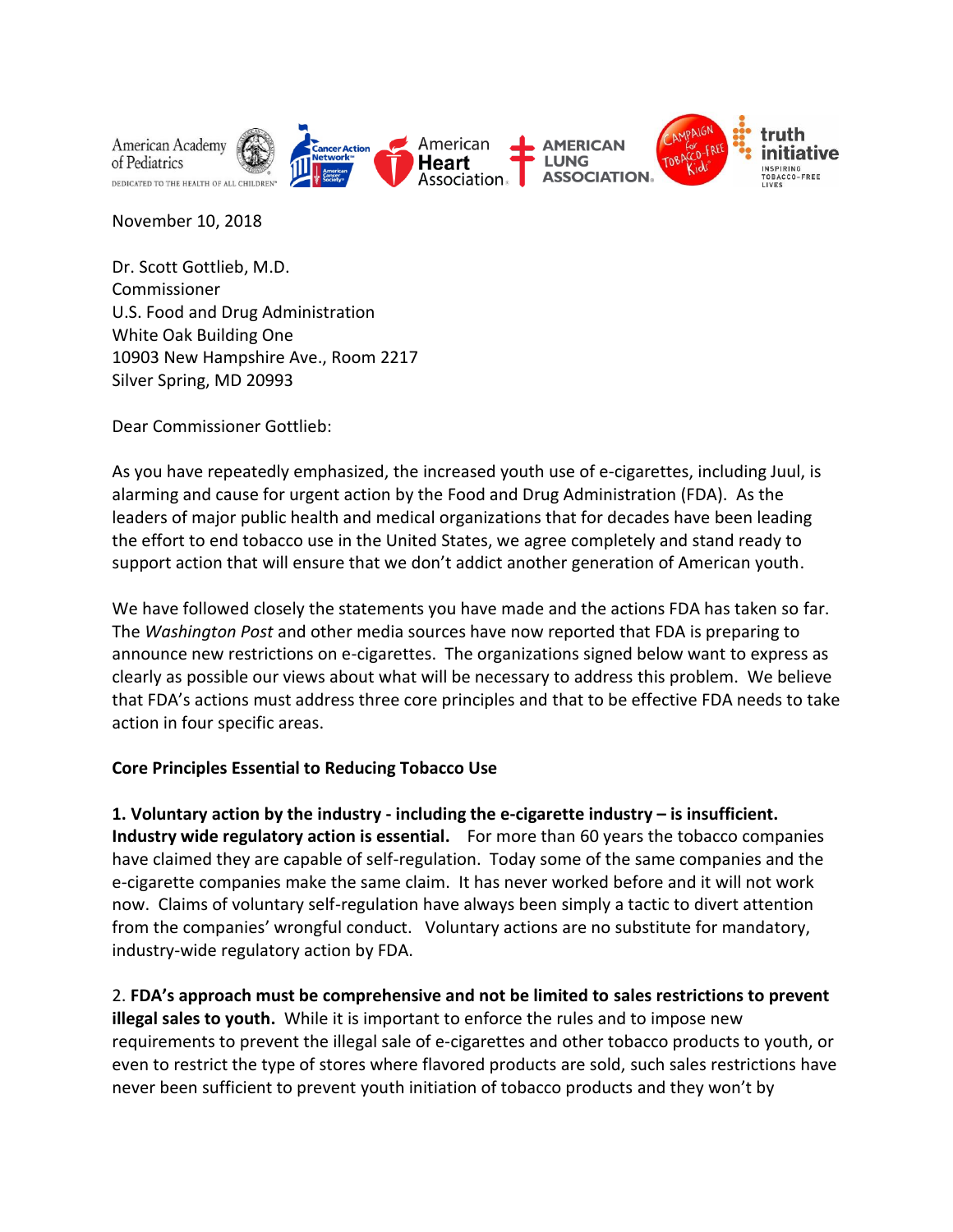November 10, 2018

Dr. Scott Gottlieb, M.D.
Commissioner
U.S. Food and Drug Administration
White Oak Building One
10903 New Hampshire Ave., Room 2217
Silver Spring, MD 20993

Dear Commissioner Gottlieb:

As you have repeatedly emphasized, the increased youth use of e-cigarettes, including Juul, is alarming and cause for urgent action by the Food and Drug Administration (FDA). As the leaders of major public health and medical organizations that for decades have been leading the effort to end tobacco use in the United States, we agree completely and stand ready to support action that will ensure that we don't addict another generation of American youth.

We have followed closely the statements you have made and the actions FDA has taken so far. The *Washington Post* and other media sources have now reported that FDA is preparing to announce new restrictions on e-cigarettes. The organizations signed below want to express as clearly as possible our views about what will be necessary to address this problem. We believe that FDA's actions must address three core principles and that to be effective FDA needs to take action in four specific areas.

**Core Principles Essential to Reducing Tobacco Use**

**1. Voluntary action by the industry - including the e-cigarette industry – is insufficient. Industry wide regulatory action is essential.** For more than 60 years the tobacco companies have claimed they are capable of self-regulation. Today some of the same companies and the e-cigarette companies make the same claim. It has never worked before and it will not work now. Claims of voluntary self-regulation have always been simply a tactic to divert attention from the companies' wrongful conduct. Voluntary actions are no substitute for mandatory, industry-wide regulatory action by FDA.

2. **FDA's approach must be comprehensive and not be limited to sales restrictions to prevent illegal sales to youth.** While it is important to enforce the rules and to impose new requirements to prevent the illegal sale of e-cigarettes and other tobacco products to youth, or even to restrict the type of stores where flavored products are sold, such sales restrictions have never been sufficient to prevent youth initiation of tobacco products and they won't by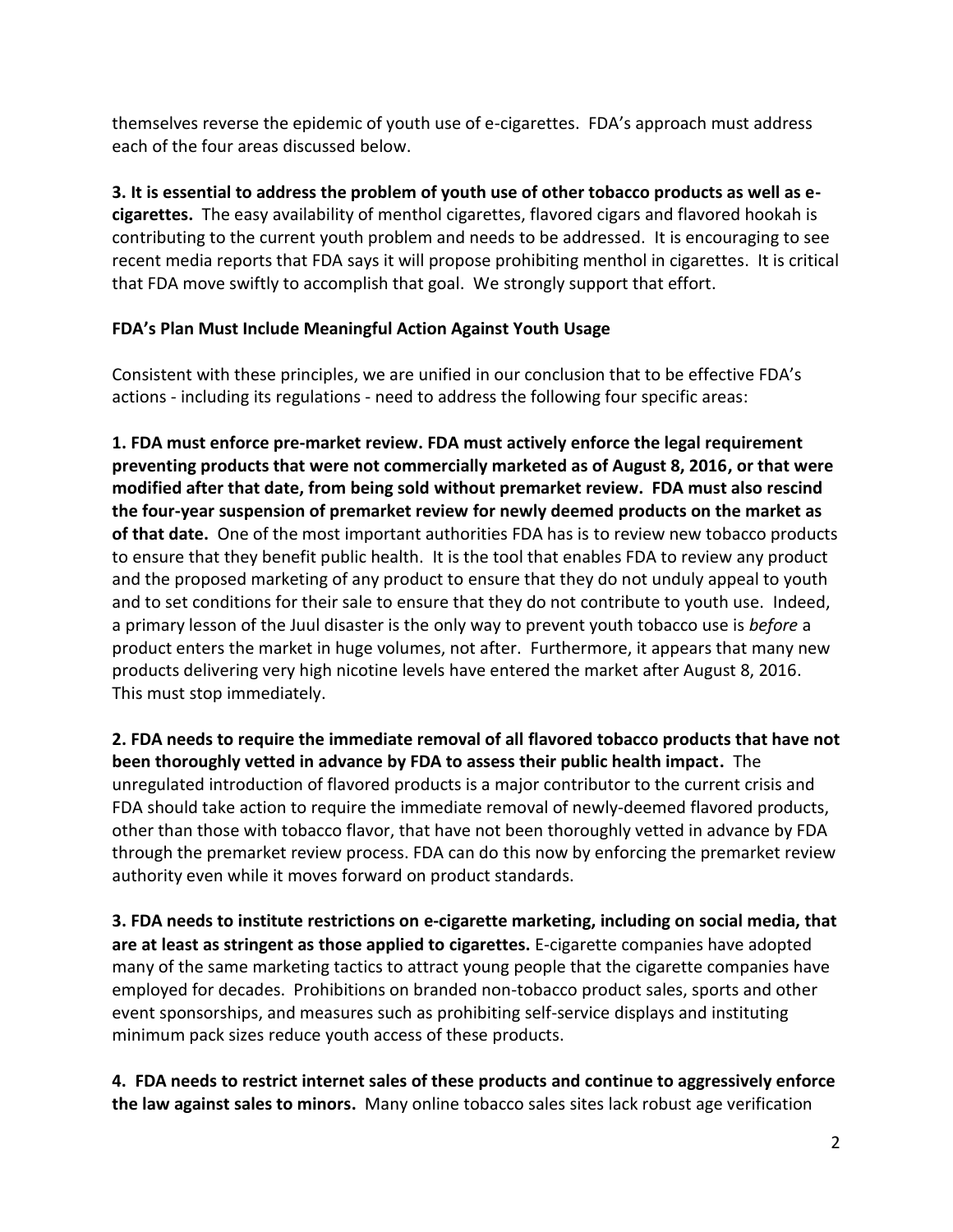themselves reverse the epidemic of youth use of e-cigarettes. FDA's approach must address each of the four areas discussed below.

**3. It is essential to address the problem of youth use of other tobacco products as well as e-cigarettes.** The easy availability of menthol cigarettes, flavored cigars and flavored hookah is contributing to the current youth problem and needs to be addressed. It is encouraging to see recent media reports that FDA says it will propose prohibiting menthol in cigarettes. It is critical that FDA move swiftly to accomplish that goal. We strongly support that effort.

**FDA's Plan Must Include Meaningful Action Against Youth Usage**

Consistent with these principles, we are unified in our conclusion that to be effective FDA's actions - including its regulations - need to address the following four specific areas:

**1. FDA must enforce pre-market review. FDA must actively enforce the legal requirement preventing products that were not commercially marketed as of August 8, 2016, or that were modified after that date, from being sold without premarket review. FDA must also rescind the four-year suspension of premarket review for newly deemed products on the market as of that date.** One of the most important authorities FDA has is to review new tobacco products to ensure that they benefit public health. It is the tool that enables FDA to review any product and the proposed marketing of any product to ensure that they do not unduly appeal to youth and to set conditions for their sale to ensure that they do not contribute to youth use. Indeed, a primary lesson of the Juul disaster is the only way to prevent youth tobacco use is *before* a product enters the market in huge volumes, not after. Furthermore, it appears that many new products delivering very high nicotine levels have entered the market after August 8, 2016. This must stop immediately.

**2. FDA needs to require the immediate removal of all flavored tobacco products that have not been thoroughly vetted in advance by FDA to assess their public health impact.** The unregulated introduction of flavored products is a major contributor to the current crisis and FDA should take action to require the immediate removal of newly-deemed flavored products, other than those with tobacco flavor, that have not been thoroughly vetted in advance by FDA through the premarket review process. FDA can do this now by enforcing the premarket review authority even while it moves forward on product standards.

**3. FDA needs to institute restrictions on e-cigarette marketing, including on social media, that are at least as stringent as those applied to cigarettes.** E-cigarette companies have adopted many of the same marketing tactics to attract young people that the cigarette companies have employed for decades. Prohibitions on branded non-tobacco product sales, sports and other event sponsorships, and measures such as prohibiting self-service displays and instituting minimum pack sizes reduce youth access of these products.

**4. FDA needs to restrict internet sales of these products and continue to aggressively enforce the law against sales to minors.** Many online tobacco sales sites lack robust age verification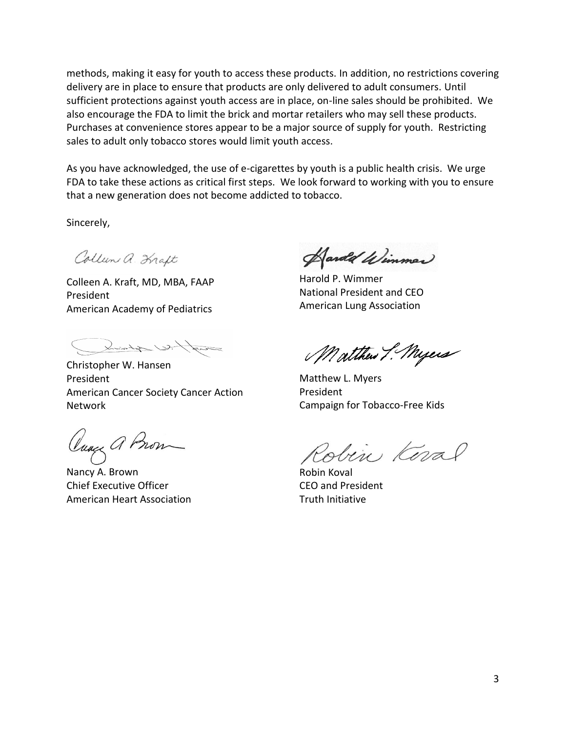methods, making it easy for youth to access these products. In addition, no restrictions covering delivery are in place to ensure that products are only delivered to adult consumers. Until sufficient protections against youth access are in place, on-line sales should be prohibited. We also encourage the FDA to limit the brick and mortar retailers who may sell these products. Purchases at convenience stores appear to be a major source of supply for youth. Restricting sales to adult only tobacco stores would limit youth access.

As you have acknowledged, the use of e-cigarettes by youth is a public health crisis. We urge FDA to take these actions as critical first steps. We look forward to working with you to ensure that a new generation does not become addicted to tobacco.

Sincerely,

Colleen A. Kraft, MD, MBA, FAAP
President
American Academy of Pediatrics

Harold P. Wimmer
National President and CEO
American Lung Association

Christopher W. Hansen
President
American Cancer Society Cancer Action Network

Matthew L. Myers
President
Campaign for Tobacco-Free Kids

Nancy A. Brown
Chief Executive Officer
American Heart Association

Robin Koval
CEO and President
Truth Initiative